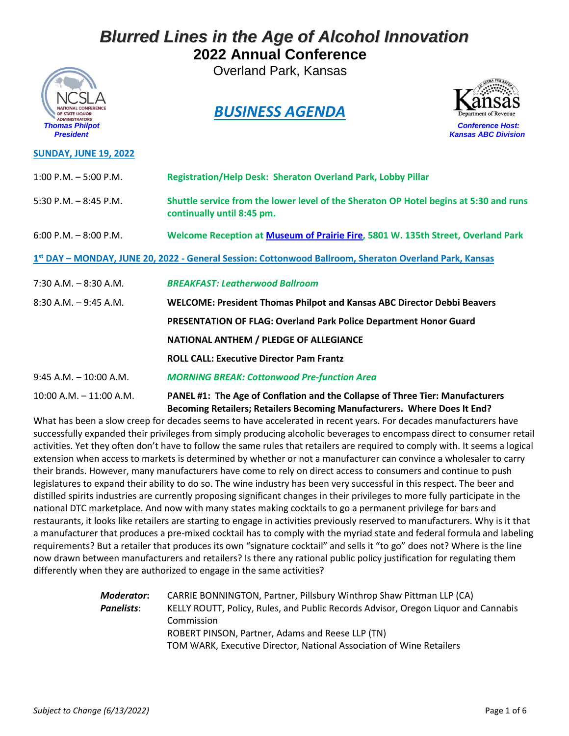# *Blurred Lines in the Age of Alcohol Innovation*

## 2022 Annual Conference

Overland Park, Kansas

NCSLA — National Conference of State Liquor Administrators

***Thomas Philpot***
***President***

## *BUSINESS AGENDA*

Kansas Department of Revenue

***Conference Host:***
***Kansas ABC Division***

### SUNDAY, JUNE 19, 2022

1:00 P.M. – 5:00 P.M. — **Registration/Help Desk: Sheraton Overland Park, Lobby Pillar**

5:30 P.M. – 8:45 P.M. — **Shuttle service from the lower level of the Sheraton OP Hotel begins at 5:30 and runs continually until 8:45 pm.**

6:00 P.M. – 8:00 P.M. — **Welcome Reception at Museum of Prairie Fire, 5801 W. 135th Street, Overland Park**

### 1st DAY – MONDAY, JUNE 20, 2022 - General Session: Cottonwood Ballroom, Sheraton Overland Park, Kansas

7:30 A.M. – 8:30 A.M. — ***BREAKFAST: Leatherwood Ballroom***

8:30 A.M. – 9:45 A.M. — **WELCOME: President Thomas Philpot and Kansas ABC Director Debbi Beavers**

**PRESENTATION OF FLAG: Overland Park Police Department Honor Guard**

**NATIONAL ANTHEM / PLEDGE OF ALLEGIANCE**

**ROLL CALL: Executive Director Pam Frantz**

9:45 A.M. – 10:00 A.M. — ***MORNING BREAK: Cottonwood Pre-function Area***

10:00 A.M. – 11:00 A.M. — **PANEL #1: The Age of Conflation and the Collapse of Three Tier: Manufacturers Becoming Retailers; Retailers Becoming Manufacturers. Where Does It End?**

What has been a slow creep for decades seems to have accelerated in recent years. For decades manufacturers have successfully expanded their privileges from simply producing alcoholic beverages to encompass direct to consumer retail activities. Yet they often don't have to follow the same rules that retailers are required to comply with. It seems a logical extension when access to markets is determined by whether or not a manufacturer can convince a wholesaler to carry their brands. However, many manufacturers have come to rely on direct access to consumers and continue to push legislatures to expand their ability to do so. The wine industry has been very successful in this respect. The beer and distilled spirits industries are currently proposing significant changes in their privileges to more fully participate in the national DTC marketplace. And now with many states making cocktails to go a permanent privilege for bars and restaurants, it looks like retailers are starting to engage in activities previously reserved to manufacturers. Why is it that a manufacturer that produces a pre-mixed cocktail has to comply with the myriad state and federal formula and labeling requirements? But a retailer that produces its own "signature cocktail" and sells it "to go" does not? Where is the line now drawn between manufacturers and retailers? Is there any rational public policy justification for regulating them differently when they are authorized to engage in the same activities?

***Moderator*:** CARRIE BONNINGTON, Partner, Pillsbury Winthrop Shaw Pittman LLP (CA)

***Panelists*:**
KELLY ROUTT, Policy, Rules, and Public Records Advisor, Oregon Liquor and Cannabis Commission
ROBERT PINSON, Partner, Adams and Reese LLP (TN)
TOM WARK, Executive Director, National Association of Wine Retailers

*Subject to Change (6/13/2022)*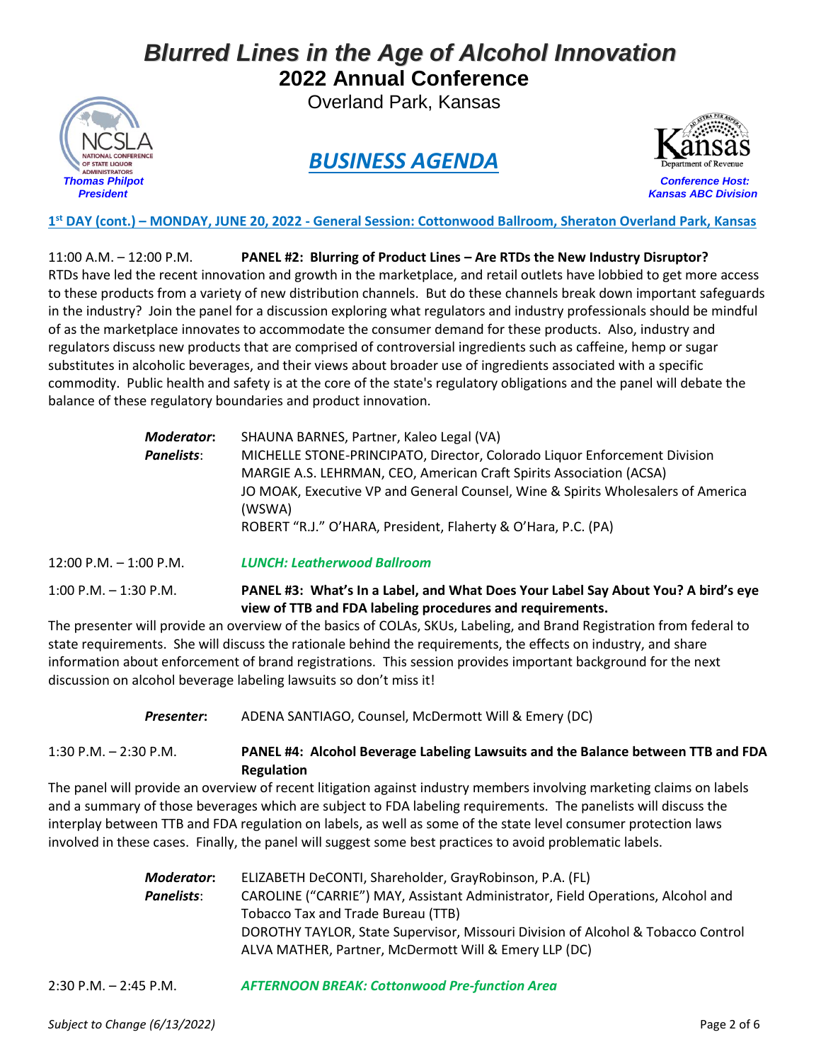# Blurred Lines in the Age of Alcohol Innovation

## 2022 Annual Conference

Overland Park, Kansas

## *BUSINESS AGENDA*

***Thomas Philpot***
***President***

***Conference Host:***
***Kansas ABC Division***

**1st DAY (cont.) – MONDAY, JUNE 20, 2022 - General Session: Cottonwood Ballroom, Sheraton Overland Park, Kansas**

11:00 A.M. – 12:00 P.M. **PANEL #2: Blurring of Product Lines – Are RTDs the New Industry Disruptor?**

RTDs have led the recent innovation and growth in the marketplace, and retail outlets have lobbied to get more access to these products from a variety of new distribution channels. But do these channels break down important safeguards in the industry? Join the panel for a discussion exploring what regulators and industry professionals should be mindful of as the marketplace innovates to accommodate the consumer demand for these products. Also, industry and regulators discuss new products that are comprised of controversial ingredients such as caffeine, hemp or sugar substitutes in alcoholic beverages, and their views about broader use of ingredients associated with a specific commodity. Public health and safety is at the core of the state's regulatory obligations and the panel will debate the balance of these regulatory boundaries and product innovation.

***Moderator*:** SHAUNA BARNES, Partner, Kaleo Legal (VA)
***Panelists*:** MICHELLE STONE-PRINCIPATO, Director, Colorado Liquor Enforcement Division
MARGIE A.S. LEHRMAN, CEO, American Craft Spirits Association (ACSA)
JO MOAK, Executive VP and General Counsel, Wine & Spirits Wholesalers of America (WSWA)
ROBERT "R.J." O'HARA, President, Flaherty & O'Hara, P.C. (PA)

12:00 P.M. – 1:00 P.M. ***LUNCH: Leatherwood Ballroom***

1:00 P.M. – 1:30 P.M. **PANEL #3: What's In a Label, and What Does Your Label Say About You? A bird's eye view of TTB and FDA labeling procedures and requirements.**

The presenter will provide an overview of the basics of COLAs, SKUs, Labeling, and Brand Registration from federal to state requirements. She will discuss the rationale behind the requirements, the effects on industry, and share information about enforcement of brand registrations. This session provides important background for the next discussion on alcohol beverage labeling lawsuits so don't miss it!

***Presenter*:** ADENA SANTIAGO, Counsel, McDermott Will & Emery (DC)

1:30 P.M. – 2:30 P.M. **PANEL #4: Alcohol Beverage Labeling Lawsuits and the Balance between TTB and FDA Regulation**

The panel will provide an overview of recent litigation against industry members involving marketing claims on labels and a summary of those beverages which are subject to FDA labeling requirements. The panelists will discuss the interplay between TTB and FDA regulation on labels, as well as some of the state level consumer protection laws involved in these cases. Finally, the panel will suggest some best practices to avoid problematic labels.

***Moderator*:** ELIZABETH DeCONTI, Shareholder, GrayRobinson, P.A. (FL)
***Panelists*:** CAROLINE ("CARRIE") MAY, Assistant Administrator, Field Operations, Alcohol and Tobacco Tax and Trade Bureau (TTB)
DOROTHY TAYLOR, State Supervisor, Missouri Division of Alcohol & Tobacco Control
ALVA MATHER, Partner, McDermott Will & Emery LLP (DC)

2:30 P.M. – 2:45 P.M. ***AFTERNOON BREAK: Cottonwood Pre-function Area***

*Subject to Change (6/13/2022)*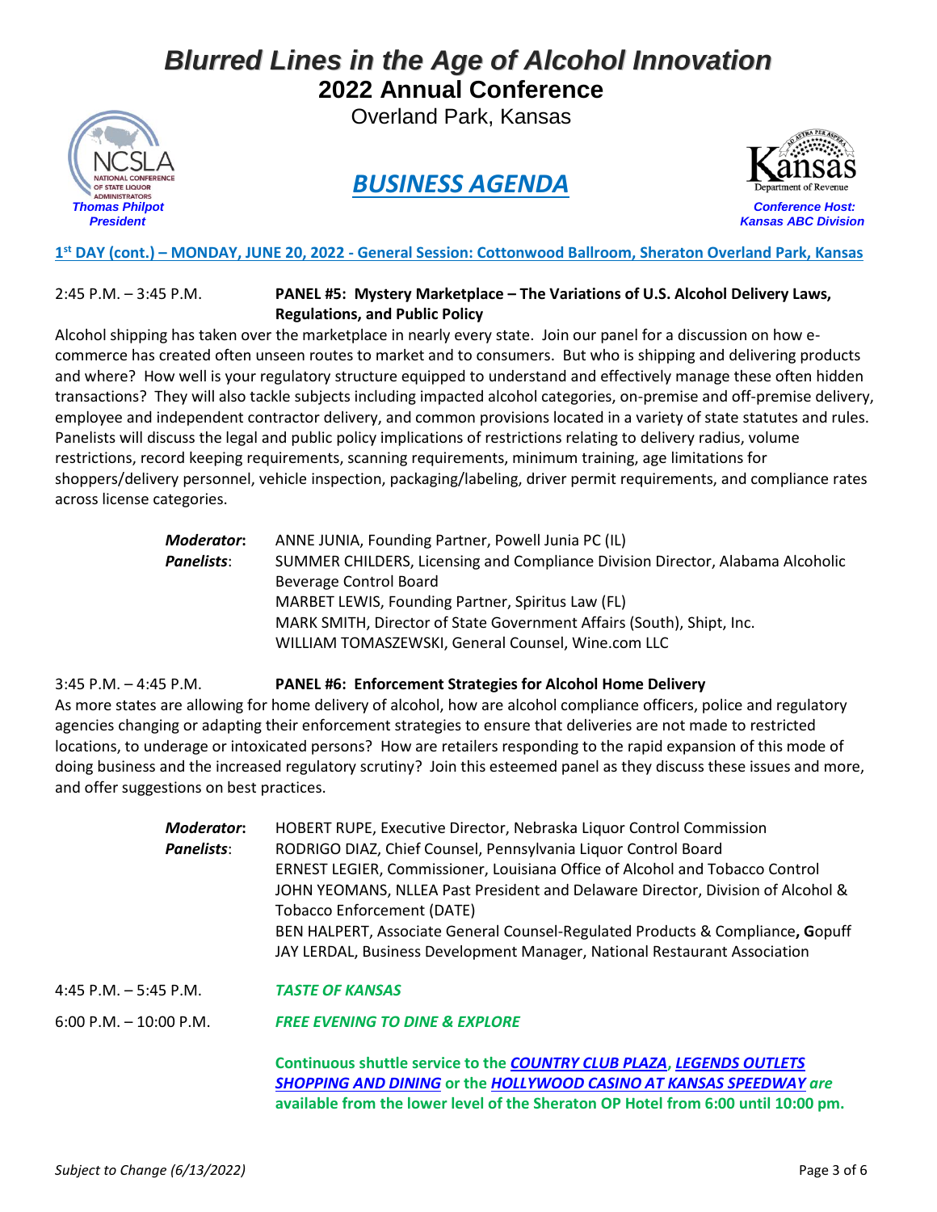# *Blurred Lines in the Age of Alcohol Innovation*

## 2022 Annual Conference

Overland Park, Kansas

***Thomas Philpot***
***President***

## *BUSINESS AGENDA*

***Conference Host:***
***Kansas ABC Division***

**1st DAY (cont.) – MONDAY, JUNE 20, 2022 - General Session: Cottonwood Ballroom, Sheraton Overland Park, Kansas**

2:45 P.M. – 3:45 P.M. **PANEL #5: Mystery Marketplace – The Variations of U.S. Alcohol Delivery Laws, Regulations, and Public Policy**

Alcohol shipping has taken over the marketplace in nearly every state. Join our panel for a discussion on how e-commerce has created often unseen routes to market and to consumers. But who is shipping and delivering products and where? How well is your regulatory structure equipped to understand and effectively manage these often hidden transactions? They will also tackle subjects including impacted alcohol categories, on-premise and off-premise delivery, employee and independent contractor delivery, and common provisions located in a variety of state statutes and rules. Panelists will discuss the legal and public policy implications of restrictions relating to delivery radius, volume restrictions, record keeping requirements, scanning requirements, minimum training, age limitations for shoppers/delivery personnel, vehicle inspection, packaging/labeling, driver permit requirements, and compliance rates across license categories.

***Moderator*:** ANNE JUNIA, Founding Partner, Powell Junia PC (IL)
***Panelists*:** SUMMER CHILDERS, Licensing and Compliance Division Director, Alabama Alcoholic Beverage Control Board
MARBET LEWIS, Founding Partner, Spiritus Law (FL)
MARK SMITH, Director of State Government Affairs (South), Shipt, Inc.
WILLIAM TOMASZEWSKI, General Counsel, Wine.com LLC

3:45 P.M. – 4:45 P.M. **PANEL #6: Enforcement Strategies for Alcohol Home Delivery**

As more states are allowing for home delivery of alcohol, how are alcohol compliance officers, police and regulatory agencies changing or adapting their enforcement strategies to ensure that deliveries are not made to restricted locations, to underage or intoxicated persons? How are retailers responding to the rapid expansion of this mode of doing business and the increased regulatory scrutiny? Join this esteemed panel as they discuss these issues and more, and offer suggestions on best practices.

***Moderator*:** HOBERT RUPE, Executive Director, Nebraska Liquor Control Commission
***Panelists*:** RODRIGO DIAZ, Chief Counsel, Pennsylvania Liquor Control Board
ERNEST LEGIER, Commissioner, Louisiana Office of Alcohol and Tobacco Control
JOHN YEOMANS, NLLEA Past President and Delaware Director, Division of Alcohol & Tobacco Enforcement (DATE)
BEN HALPERT, Associate General Counsel-Regulated Products & Compliance**, G**opuff
JAY LERDAL, Business Development Manager, National Restaurant Association

4:45 P.M. – 5:45 P.M. ***TASTE OF KANSAS***

6:00 P.M. – 10:00 P.M. ***FREE EVENING TO DINE & EXPLORE***

**Continuous shuttle service to the *COUNTRY CLUB PLAZA*, *LEGENDS OUTLETS SHOPPING AND DINING* or the *HOLLYWOOD CASINO AT KANSAS SPEEDWAY* *are* available from the lower level of the Sheraton OP Hotel from 6:00 until 10:00 pm.**

*Subject to Change (6/13/2022)*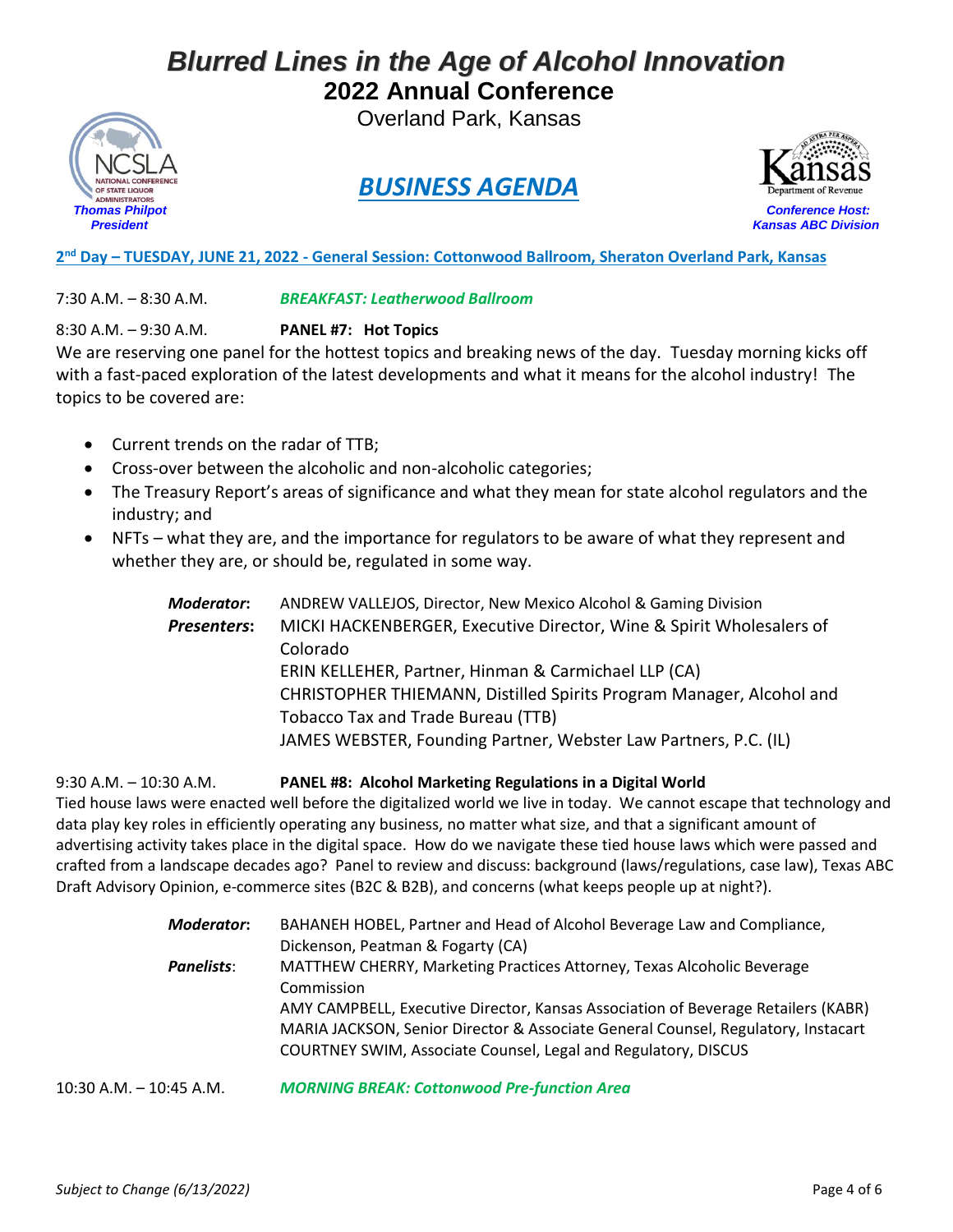# Blurred Lines in the Age of Alcohol Innovation

## 2022 Annual Conference

Overland Park, Kansas

NCSLA — National Conference of State Liquor Administrators
*Thomas Philpot*
*President*

## *BUSINESS AGENDA*

Kansas Department of Revenue
*Conference Host:*
*Kansas ABC Division*

**2nd Day – TUESDAY, JUNE 21, 2022 - General Session: Cottonwood Ballroom, Sheraton Overland Park, Kansas**

7:30 A.M. – 8:30 A.M. ***BREAKFAST: Leatherwood Ballroom***

8:30 A.M. – 9:30 A.M. **PANEL #7: Hot Topics**

We are reserving one panel for the hottest topics and breaking news of the day. Tuesday morning kicks off with a fast-paced exploration of the latest developments and what it means for the alcohol industry! The topics to be covered are:

- Current trends on the radar of TTB;
- Cross-over between the alcoholic and non-alcoholic categories;
- The Treasury Report's areas of significance and what they mean for state alcohol regulators and the industry; and
- NFTs – what they are, and the importance for regulators to be aware of what they represent and whether they are, or should be, regulated in some way.

***Moderator*:** ANDREW VALLEJOS, Director, New Mexico Alcohol & Gaming Division

***Presenters*:** MICKI HACKENBERGER, Executive Director, Wine & Spirit Wholesalers of Colorado
ERIN KELLEHER, Partner, Hinman & Carmichael LLP (CA)
CHRISTOPHER THIEMANN, Distilled Spirits Program Manager, Alcohol and Tobacco Tax and Trade Bureau (TTB)
JAMES WEBSTER, Founding Partner, Webster Law Partners, P.C. (IL)

9:30 A.M. – 10:30 A.M. **PANEL #8: Alcohol Marketing Regulations in a Digital World**

Tied house laws were enacted well before the digitalized world we live in today. We cannot escape that technology and data play key roles in efficiently operating any business, no matter what size, and that a significant amount of advertising activity takes place in the digital space. How do we navigate these tied house laws which were passed and crafted from a landscape decades ago? Panel to review and discuss: background (laws/regulations, case law), Texas ABC Draft Advisory Opinion, e-commerce sites (B2C & B2B), and concerns (what keeps people up at night?).

***Moderator*:** BAHANEH HOBEL, Partner and Head of Alcohol Beverage Law and Compliance, Dickenson, Peatman & Fogarty (CA)

***Panelists*:** MATTHEW CHERRY, Marketing Practices Attorney, Texas Alcoholic Beverage Commission
AMY CAMPBELL, Executive Director, Kansas Association of Beverage Retailers (KABR)
MARIA JACKSON, Senior Director & Associate General Counsel, Regulatory, Instacart
COURTNEY SWIM, Associate Counsel, Legal and Regulatory, DISCUS

10:30 A.M. – 10:45 A.M. ***MORNING BREAK: Cottonwood Pre-function Area***

*Subject to Change (6/13/2022)*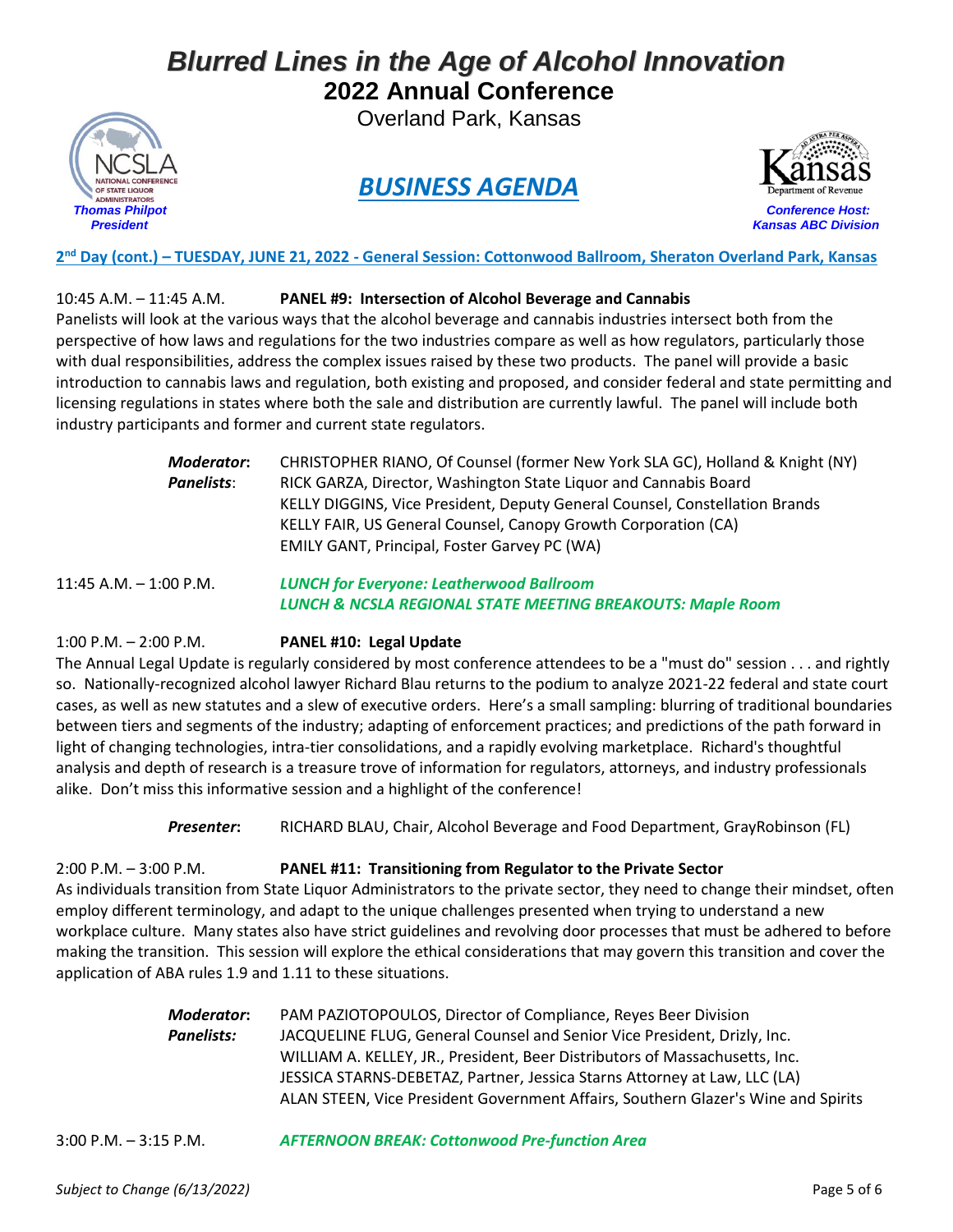# Blurred Lines in the Age of Alcohol Innovation

## 2022 Annual Conference

Overland Park, Kansas

## *BUSINESS AGENDA*

*Thomas Philpot*
*President*

*Conference Host:*
*Kansas ABC Division*

**2nd Day (cont.) – TUESDAY, JUNE 21, 2022 - General Session: Cottonwood Ballroom, Sheraton Overland Park, Kansas**

10:45 A.M. – 11:45 A.M. **PANEL #9: Intersection of Alcohol Beverage and Cannabis**

Panelists will look at the various ways that the alcohol beverage and cannabis industries intersect both from the perspective of how laws and regulations for the two industries compare as well as how regulators, particularly those with dual responsibilities, address the complex issues raised by these two products. The panel will provide a basic introduction to cannabis laws and regulation, both existing and proposed, and consider federal and state permitting and licensing regulations in states where both the sale and distribution are currently lawful. The panel will include both industry participants and former and current state regulators.

***Moderator*:** CHRISTOPHER RIANO, Of Counsel (former New York SLA GC), Holland & Knight (NY)
***Panelists*:** RICK GARZA, Director, Washington State Liquor and Cannabis Board
KELLY DIGGINS, Vice President, Deputy General Counsel, Constellation Brands
KELLY FAIR, US General Counsel, Canopy Growth Corporation (CA)
EMILY GANT, Principal, Foster Garvey PC (WA)

11:45 A.M. – 1:00 P.M. ***LUNCH for Everyone: Leatherwood Ballroom***
***LUNCH & NCSLA REGIONAL STATE MEETING BREAKOUTS: Maple Room***

1:00 P.M. – 2:00 P.M. **PANEL #10: Legal Update**

The Annual Legal Update is regularly considered by most conference attendees to be a "must do" session . . . and rightly so. Nationally-recognized alcohol lawyer Richard Blau returns to the podium to analyze 2021-22 federal and state court cases, as well as new statutes and a slew of executive orders. Here's a small sampling: blurring of traditional boundaries between tiers and segments of the industry; adapting of enforcement practices; and predictions of the path forward in light of changing technologies, intra-tier consolidations, and a rapidly evolving marketplace. Richard's thoughtful analysis and depth of research is a treasure trove of information for regulators, attorneys, and industry professionals alike. Don't miss this informative session and a highlight of the conference!

***Presenter*:** RICHARD BLAU, Chair, Alcohol Beverage and Food Department, GrayRobinson (FL)

2:00 P.M. – 3:00 P.M. **PANEL #11: Transitioning from Regulator to the Private Sector**

As individuals transition from State Liquor Administrators to the private sector, they need to change their mindset, often employ different terminology, and adapt to the unique challenges presented when trying to understand a new workplace culture. Many states also have strict guidelines and revolving door processes that must be adhered to before making the transition. This session will explore the ethical considerations that may govern this transition and cover the application of ABA rules 1.9 and 1.11 to these situations.

***Moderator*:** PAM PAZIOTOPOULOS, Director of Compliance, Reyes Beer Division
***Panelists:*** JACQUELINE FLUG, General Counsel and Senior Vice President, Drizly, Inc.
WILLIAM A. KELLEY, JR., President, Beer Distributors of Massachusetts, Inc.
JESSICA STARNS-DEBETAZ, Partner, Jessica Starns Attorney at Law, LLC (LA)
ALAN STEEN, Vice President Government Affairs, Southern Glazer's Wine and Spirits

3:00 P.M. – 3:15 P.M. ***AFTERNOON BREAK: Cottonwood Pre-function Area***

*Subject to Change (6/13/2022)*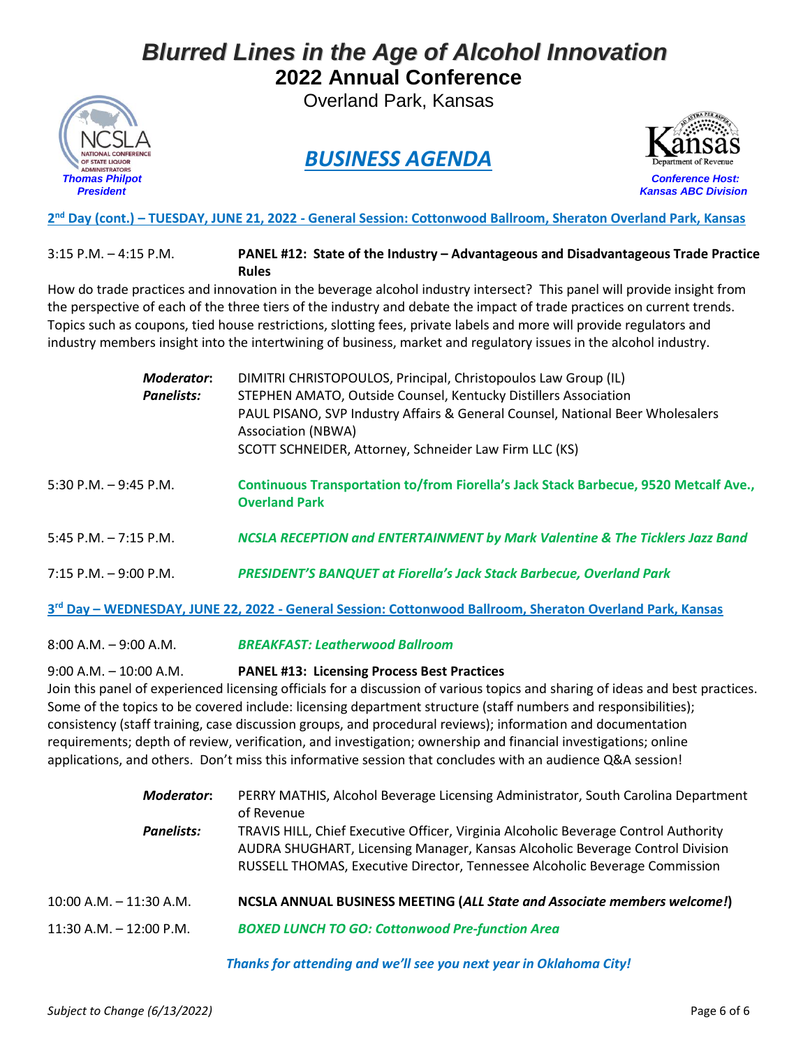# Blurred Lines in the Age of Alcohol Innovation

## 2022 Annual Conference

Overland Park, Kansas

## *BUSINESS AGENDA*

*Thomas Philpot*
*President*

*Conference Host:*
*Kansas ABC Division*

**2nd Day (cont.) – TUESDAY, JUNE 21, 2022 - General Session: Cottonwood Ballroom, Sheraton Overland Park, Kansas**

3:15 P.M. – 4:15 P.M. **PANEL #12: State of the Industry – Advantageous and Disadvantageous Trade Practice Rules**

How do trade practices and innovation in the beverage alcohol industry intersect? This panel will provide insight from the perspective of each of the three tiers of the industry and debate the impact of trade practices on current trends. Topics such as coupons, tied house restrictions, slotting fees, private labels and more will provide regulators and industry members insight into the intertwining of business, market and regulatory issues in the alcohol industry.

***Moderator*:** DIMITRI CHRISTOPOULOS, Principal, Christopoulos Law Group (IL)

***Panelists:*** STEPHEN AMATO, Outside Counsel, Kentucky Distillers Association
PAUL PISANO, SVP Industry Affairs & General Counsel, National Beer Wholesalers Association (NBWA)
SCOTT SCHNEIDER, Attorney, Schneider Law Firm LLC (KS)

5:30 P.M. – 9:45 P.M. **Continuous Transportation to/from Fiorella's Jack Stack Barbecue, 9520 Metcalf Ave., Overland Park**

5:45 P.M. – 7:15 P.M. ***NCSLA RECEPTION and ENTERTAINMENT by Mark Valentine & The Ticklers Jazz Band***

7:15 P.M. – 9:00 P.M. ***PRESIDENT'S BANQUET at Fiorella's Jack Stack Barbecue, Overland Park***

**3rd Day – WEDNESDAY, JUNE 22, 2022 - General Session: Cottonwood Ballroom, Sheraton Overland Park, Kansas**

8:00 A.M. – 9:00 A.M. ***BREAKFAST: Leatherwood Ballroom***

9:00 A.M. – 10:00 A.M. **PANEL #13: Licensing Process Best Practices**

Join this panel of experienced licensing officials for a discussion of various topics and sharing of ideas and best practices. Some of the topics to be covered include: licensing department structure (staff numbers and responsibilities); consistency (staff training, case discussion groups, and procedural reviews); information and documentation requirements; depth of review, verification, and investigation; ownership and financial investigations; online applications, and others. Don't miss this informative session that concludes with an audience Q&A session!

***Moderator*:** PERRY MATHIS, Alcohol Beverage Licensing Administrator, South Carolina Department of Revenue

***Panelists:*** TRAVIS HILL, Chief Executive Officer, Virginia Alcoholic Beverage Control Authority
AUDRA SHUGHART, Licensing Manager, Kansas Alcoholic Beverage Control Division
RUSSELL THOMAS, Executive Director, Tennessee Alcoholic Beverage Commission

10:00 A.M. – 11:30 A.M. **NCSLA ANNUAL BUSINESS MEETING (*ALL State and Associate members welcome!*)**

11:30 A.M. – 12:00 P.M. ***BOXED LUNCH TO GO: Cottonwood Pre-function Area***

***Thanks for attending and we'll see you next year in Oklahoma City!***

*Subject to Change (6/13/2022)*